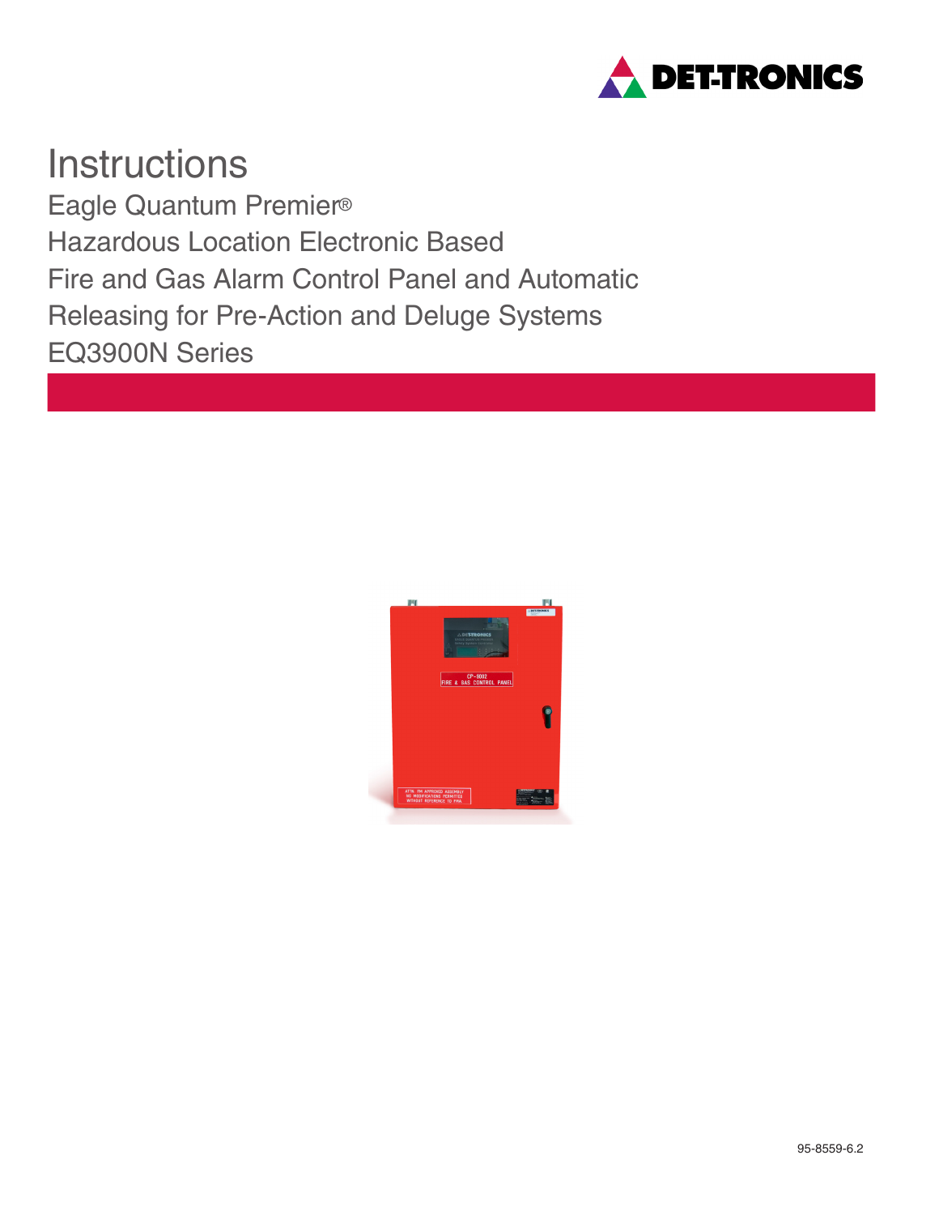# Instructions

Eagle Quantum Premier®

Hazardous Location Electronic Based

Fire and Gas Alarm Control Panel and Automatic

Releasing for Pre-Action and Deluge Systems

EQ3900N Series

95-8559-6.2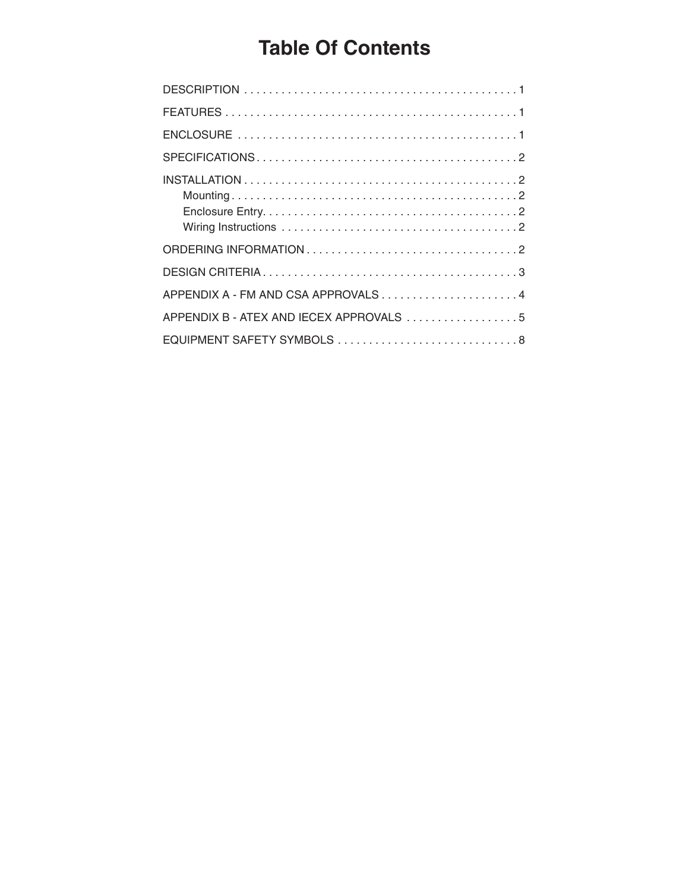# Table Of Contents

DESCRIPTION . . . . . . . . . . . . . . . . . . . . . . . . . . . . . . . . . . . . . . . . . . . 1

FEATURES . . . . . . . . . . . . . . . . . . . . . . . . . . . . . . . . . . . . . . . . . . . . . . 1

ENCLOSURE . . . . . . . . . . . . . . . . . . . . . . . . . . . . . . . . . . . . . . . . . . . . 1

SPECIFICATIONS . . . . . . . . . . . . . . . . . . . . . . . . . . . . . . . . . . . . . . . . . 2

INSTALLATION . . . . . . . . . . . . . . . . . . . . . . . . . . . . . . . . . . . . . . . . . . . 2

- Mounting . . . . . . . . . . . . . . . . . . . . . . . . . . . . . . . . . . . . . . . . . . . . . 2
- Enclosure Entry. . . . . . . . . . . . . . . . . . . . . . . . . . . . . . . . . . . . . . . . 2
- Wiring Instructions . . . . . . . . . . . . . . . . . . . . . . . . . . . . . . . . . . . . . 2

ORDERING INFORMATION . . . . . . . . . . . . . . . . . . . . . . . . . . . . . . . . . 2

DESIGN CRITERIA . . . . . . . . . . . . . . . . . . . . . . . . . . . . . . . . . . . . . . . . 3

APPENDIX A - FM AND CSA APPROVALS . . . . . . . . . . . . . . . . . . . . . 4

APPENDIX B - ATEX AND IECEX APPROVALS . . . . . . . . . . . . . . . . . 5

EQUIPMENT SAFETY SYMBOLS . . . . . . . . . . . . . . . . . . . . . . . . . . . . 8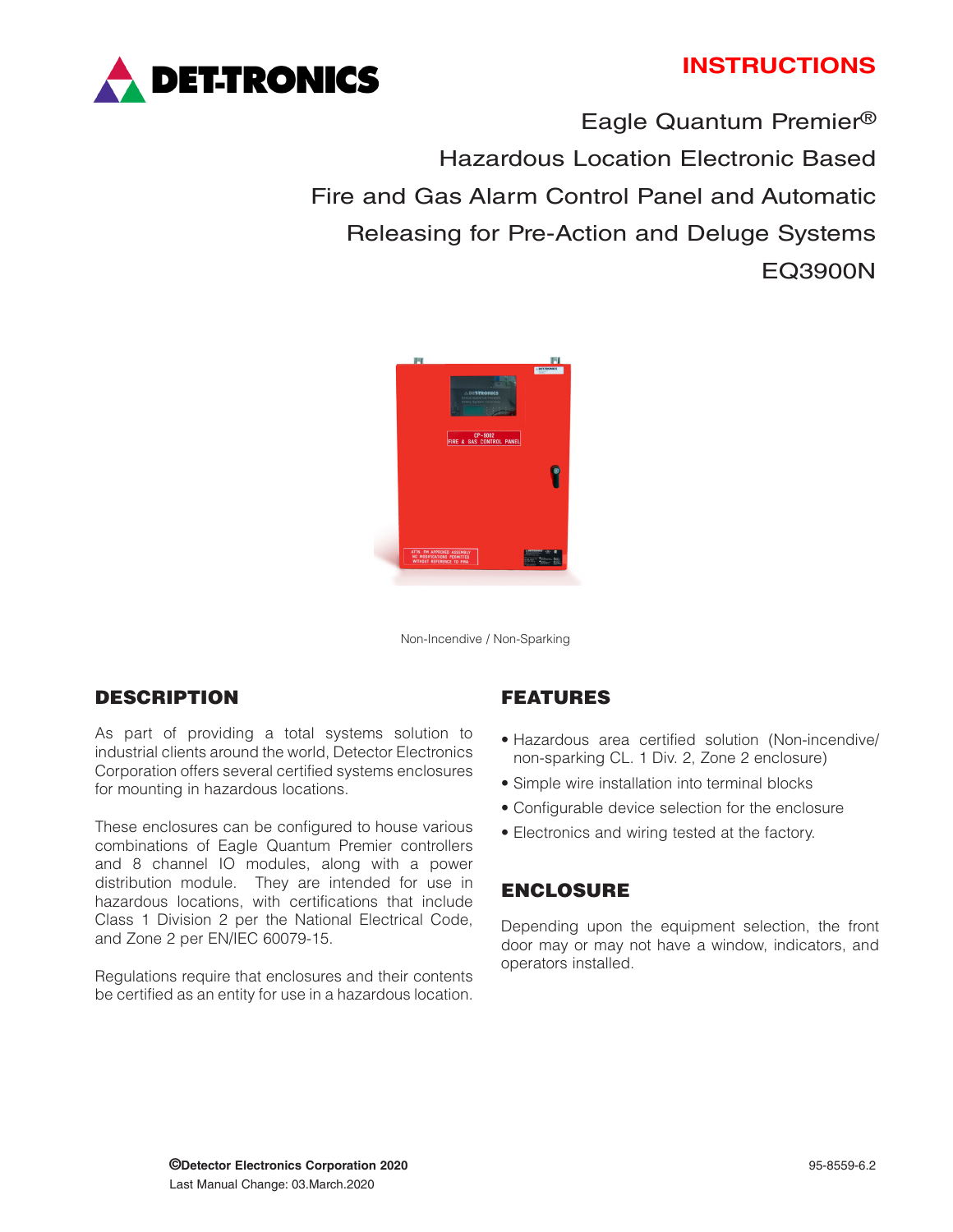DET-TRONICS

INSTRUCTIONS

# Eagle Quantum Premier®
# Hazardous Location Electronic Based
# Fire and Gas Alarm Control Panel and Automatic Releasing for Pre-Action and Deluge Systems
# EQ3900N

Non-Incendive / Non-Sparking

## DESCRIPTION

As part of providing a total systems solution to industrial clients around the world, Detector Electronics Corporation offers several certified systems enclosures for mounting in hazardous locations.

These enclosures can be configured to house various combinations of Eagle Quantum Premier controllers and 8 channel IO modules, along with a power distribution module. They are intended for use in hazardous locations, with certifications that include Class 1 Division 2 per the National Electrical Code, and Zone 2 per EN/IEC 60079-15.

Regulations require that enclosures and their contents be certified as an entity for use in a hazardous location.

## FEATURES

- Hazardous area certified solution (Non-incendive/ non-sparking CL. 1 Div. 2, Zone 2 enclosure)
- Simple wire installation into terminal blocks
- Configurable device selection for the enclosure
- Electronics and wiring tested at the factory.

## ENCLOSURE

Depending upon the equipment selection, the front door may or may not have a window, indicators, and operators installed.

©Detector Electronics Corporation 2020

Last Manual Change: 03.March.2020

95-8559-6.2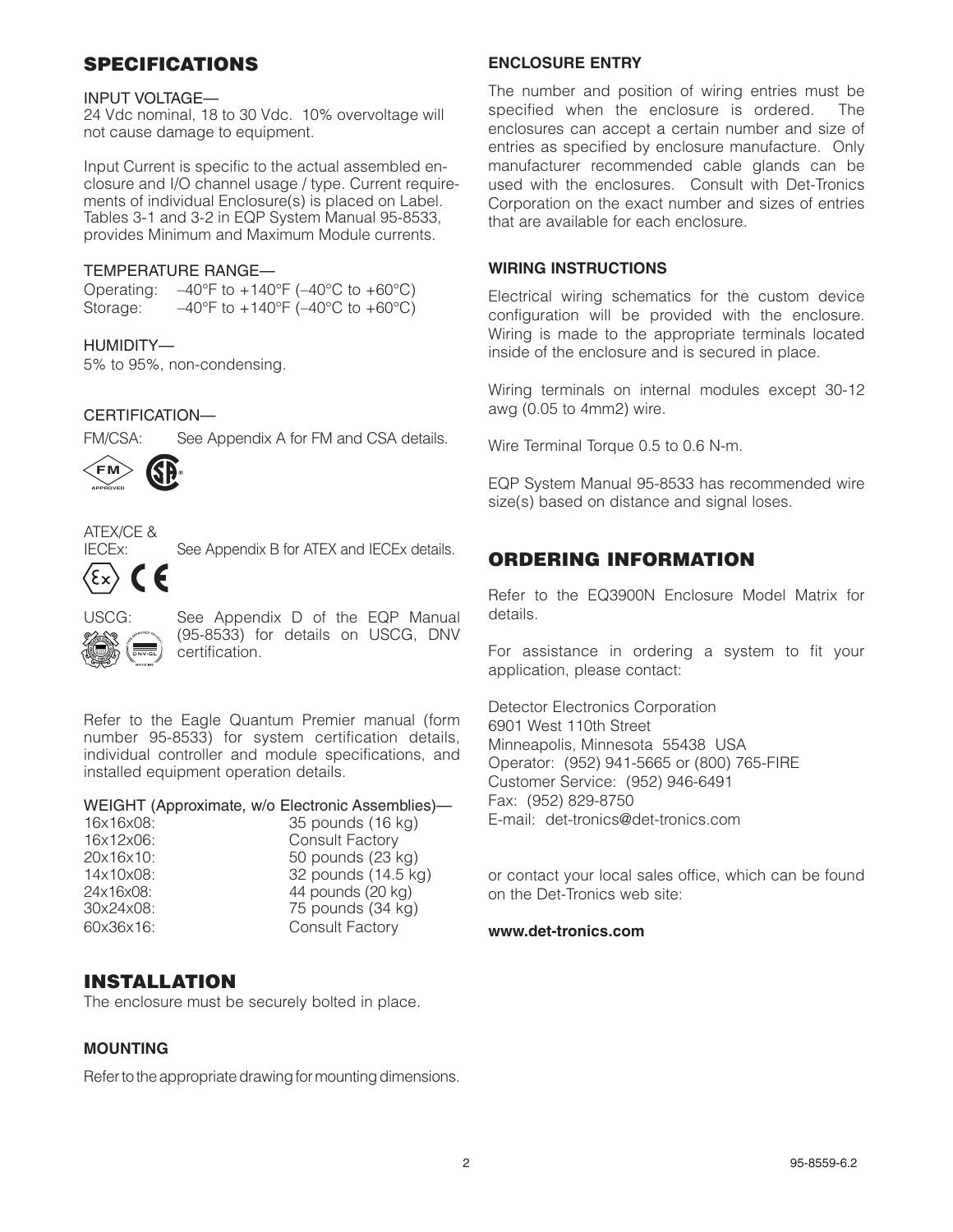## SPECIFICATIONS

INPUT VOLTAGE—
24 Vdc nominal, 18 to 30 Vdc. 10% overvoltage will not cause damage to equipment.

Input Current is specific to the actual assembled enclosure and I/O channel usage / type. Current requirements of individual Enclosure(s) is placed on Label. Tables 3-1 and 3-2 in EQP System Manual 95-8533, provides Minimum and Maximum Module currents.

TEMPERATURE RANGE—

Operating: –40°F to +140°F (–40°C to +60°C)
Storage: –40°F to +140°F (–40°C to +60°C)

HUMIDITY—
5% to 95%, non-condensing.

CERTIFICATION—

FM/CSA: See Appendix A for FM and CSA details.

ATEX/CE &
IECEx: See Appendix B for ATEX and IECEx details.

USCG: See Appendix D of the EQP Manual (95-8533) for details on USCG, DNV certification.

Refer to the Eagle Quantum Premier manual (form number 95-8533) for system certification details, individual controller and module specifications, and installed equipment operation details.

WEIGHT (Approximate, w/o Electronic Assemblies)—

| | |
|---|---|
| 16x16x08: | 35 pounds (16 kg) |
| 16x12x06: | Consult Factory |
| 20x16x10: | 50 pounds (23 kg) |
| 14x10x08: | 32 pounds (14.5 kg) |
| 24x16x08: | 44 pounds (20 kg) |
| 30x24x08: | 75 pounds (34 kg) |
| 60x36x16: | Consult Factory |

## INSTALLATION

The enclosure must be securely bolted in place.

### MOUNTING

Refer to the appropriate drawing for mounting dimensions.

### ENCLOSURE ENTRY

The number and position of wiring entries must be specified when the enclosure is ordered. The enclosures can accept a certain number and size of entries as specified by enclosure manufacture. Only manufacturer recommended cable glands can be used with the enclosures. Consult with Det-Tronics Corporation on the exact number and sizes of entries that are available for each enclosure.

### WIRING INSTRUCTIONS

Electrical wiring schematics for the custom device configuration will be provided with the enclosure. Wiring is made to the appropriate terminals located inside of the enclosure and is secured in place.

Wiring terminals on internal modules except 30-12 awg (0.05 to 4mm2) wire.

Wire Terminal Torque 0.5 to 0.6 N-m.

EQP System Manual 95-8533 has recommended wire size(s) based on distance and signal loses.

## ORDERING INFORMATION

Refer to the EQ3900N Enclosure Model Matrix for details.

For assistance in ordering a system to fit your application, please contact:

Detector Electronics Corporation
6901 West 110th Street
Minneapolis, Minnesota 55438 USA
Operator: (952) 941-5665 or (800) 765-FIRE
Customer Service: (952) 946-6491
Fax: (952) 829-8750
E-mail: det-tronics@det-tronics.com

or contact your local sales office, which can be found on the Det-Tronics web site:

**www.det-tronics.com**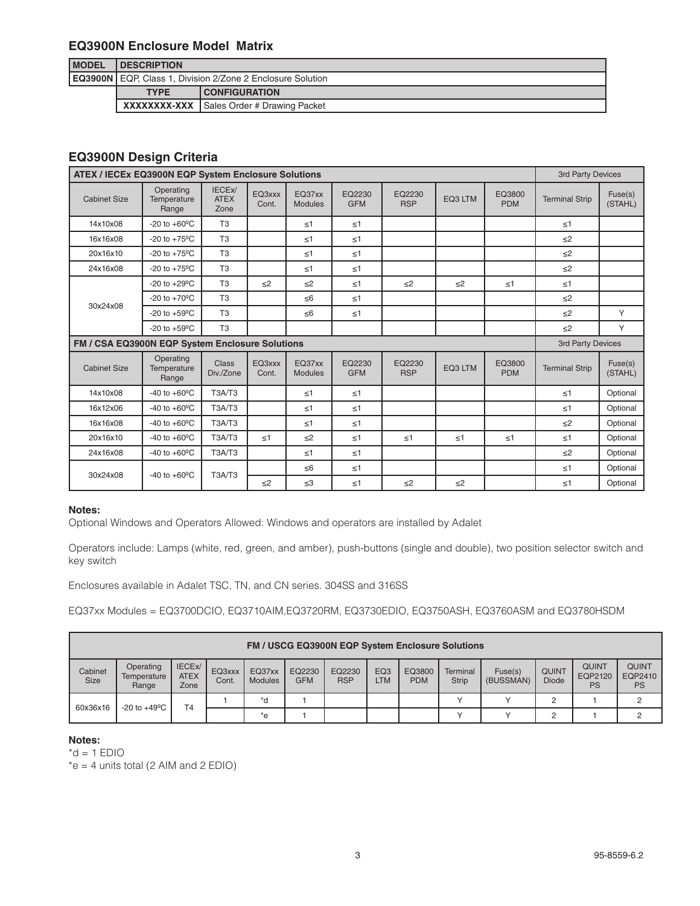## EQ3900N Enclosure Model Matrix

| MODEL | DESCRIPTION | |
|---|---|---|
| **EQ3900N** | EQP, Class 1, Division 2/Zone 2 Enclosure Solution | |
| | **TYPE** | **CONFIGURATION** |
| | **XXXXXXXX-XXX** | Sales Order # Drawing Packet |

## EQ3900N Design Criteria

| ATEX / IECEx EQ3900N EQP System Enclosure Solutions | | | | | | | | | 3rd Party Devices | |
|---|---|---|---|---|---|---|---|---|---|---|
| Cabinet Size | Operating Temperature Range | IECEx/ ATEX Zone | EQ3xxx Cont. | EQ37xx Modules | EQ2230 GFM | EQ2230 RSP | EQ3 LTM | EQ3800 PDM | Terminal Strip | Fuse(s) (STAHL) |
| 14x10x08 | -20 to +60ºC | T3 | | ≤1 | ≤1 | | | | ≤1 | |
| 16x16x08 | -20 to +75ºC | T3 | | ≤1 | ≤1 | | | | ≤2 | |
| 20x16x10 | -20 to +75ºC | T3 | | ≤1 | ≤1 | | | | ≤2 | |
| 24x16x08 | -20 to +75ºC | T3 | | ≤1 | ≤1 | | | | ≤2 | |
| 30x24x08 | -20 to +29ºC | T3 | ≤2 | ≤2 | ≤1 | ≤2 | ≤2 | ≤1 | ≤1 | |
| | -20 to +70ºC | T3 | | ≤6 | ≤1 | | | | ≤2 | |
| | -20 to +59ºC | T3 | | ≤6 | ≤1 | | | | ≤2 | Y |
| | -20 to +59ºC | T3 | | | | | | | ≤2 | Y |
| **FM / CSA EQ3900N EQP System Enclosure Solutions** | | | | | | | | | **3rd Party Devices** | |
| Cabinet Size | Operating Temperature Range | Class Div./Zone | EQ3xxx Cont. | EQ37xx Modules | EQ2230 GFM | EQ2230 RSP | EQ3 LTM | EQ3800 PDM | Terminal Strip | Fuse(s) (STAHL) |
| 14x10x08 | -40 to +60ºC | T3A/T3 | | ≤1 | ≤1 | | | | ≤1 | Optional |
| 16x12x06 | -40 to +60ºC | T3A/T3 | | ≤1 | ≤1 | | | | ≤1 | Optional |
| 16x16x08 | -40 to +60ºC | T3A/T3 | | ≤1 | ≤1 | | | | ≤2 | Optional |
| 20x16x10 | -40 to +60ºC | T3A/T3 | ≤1 | ≤2 | ≤1 | ≤1 | ≤1 | ≤1 | ≤1 | Optional |
| 24x16x08 | -40 to +60ºC | T3A/T3 | | ≤1 | ≤1 | | | | ≤2 | Optional |
| 30x24x08 | -40 to +60ºC | T3A/T3 | | ≤6 | ≤1 | | | | ≤1 | Optional |
| | | | ≤2 | ≤3 | ≤1 | ≤2 | ≤2 | | ≤1 | Optional |

**Notes:**

Optional Windows and Operators Allowed: Windows and operators are installed by Adalet

Operators include: Lamps (white, red, green, and amber), push-buttons (single and double), two position selector switch and key switch

Enclosures available in Adalet TSC, TN, and CN series. 304SS and 316SS

EQ37xx Modules = EQ3700DCIO, EQ3710AIM,EQ3720RM, EQ3730EDIO, EQ3750ASH, EQ3760ASM and EQ3780HSDM

| FM / USCG EQ3900N EQP System Enclosure Solutions | | | | | | | | | | | | | |
|---|---|---|---|---|---|---|---|---|---|---|---|---|---|
| Cabinet Size | Operating Temperature Range | IECEx/ ATEX Zone | EQ3xxx Cont. | EQ37xx Modules | EQ2230 GFM | EQ2230 RSP | EQ3 LTM | EQ3800 PDM | Terminal Strip | Fuse(s) (BUSSMAN) | QUINT Diode | QUINT EQP2120 PS | QUINT EQP2410 PS |
| 60x36x16 | -20 to +49ºC | T4 | 1 | *d | 1 | | | | Y | Y | 2 | 1 | 2 |
| | | | | *e | 1 | | | | Y | Y | 2 | 1 | 2 |

**Notes:**

*d = 1 EDIO

*e = 4 units total (2 AIM and 2 EDIO)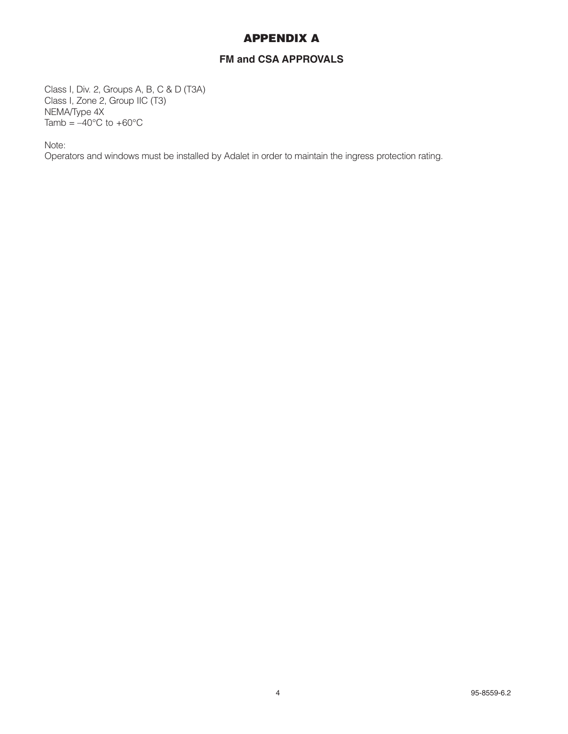# APPENDIX A

## FM and CSA APPROVALS

Class I, Div. 2, Groups A, B, C & D (T3A)
Class I, Zone 2, Group IIC (T3)
NEMA/Type 4X
Tamb = –40°C to +60°C

Note:
Operators and windows must be installed by Adalet in order to maintain the ingress protection rating.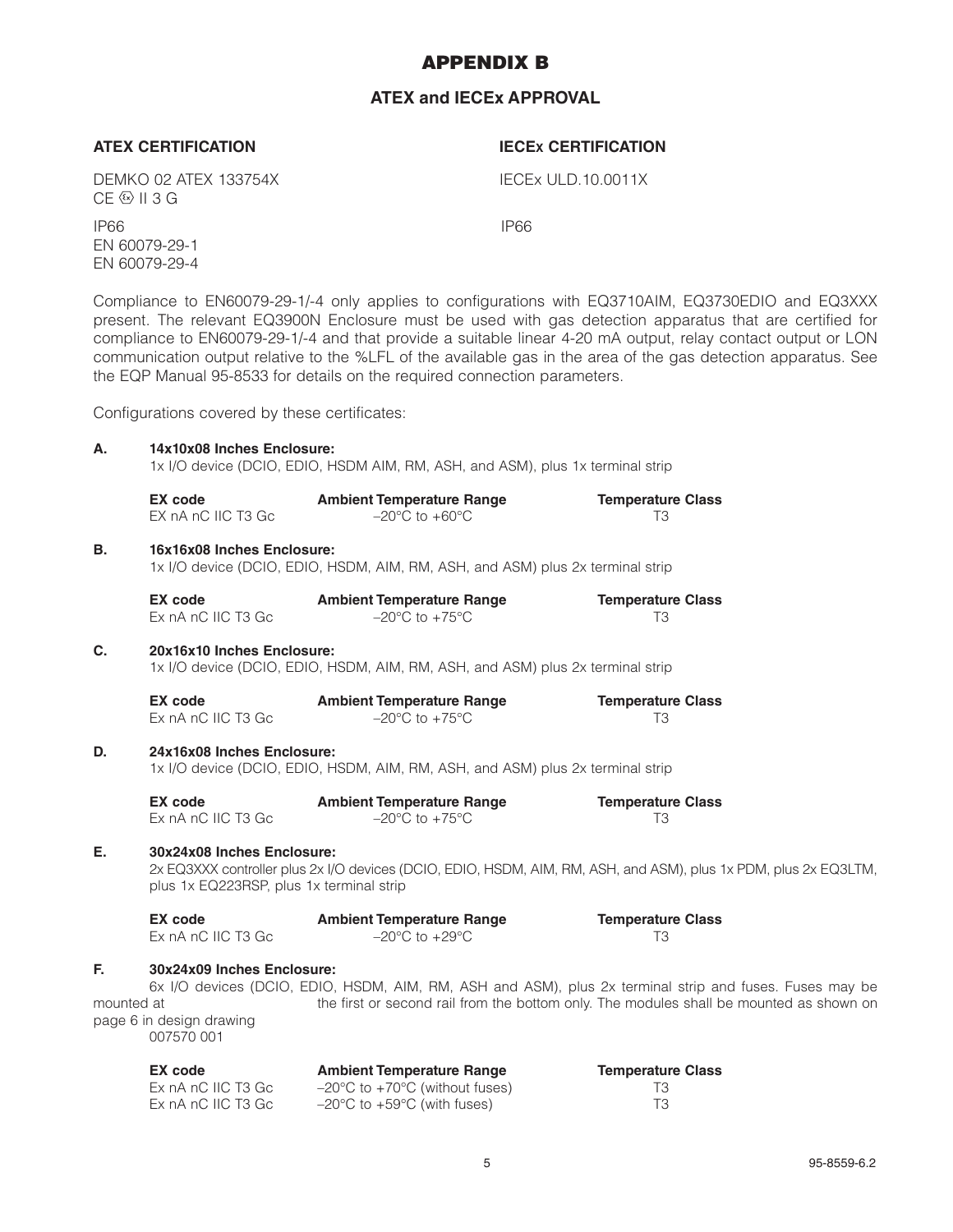# APPENDIX B

## ATEX and IECEx APPROVAL

**ATEX CERTIFICATION**

DEMKO 02 ATEX 133754X
CE Ex II 3 G

IP66
EN 60079-29-1
EN 60079-29-4

**IECEx CERTIFICATION**

IECEx ULD.10.0011X

IP66

Compliance to EN60079-29-1/-4 only applies to configurations with EQ3710AIM, EQ3730EDIO and EQ3XXX present. The relevant EQ3900N Enclosure must be used with gas detection apparatus that are certified for compliance to EN60079-29-1/-4 and that provide a suitable linear 4-20 mA output, relay contact output or LON communication output relative to the %LFL of the available gas in the area of the gas detection apparatus. See the EQP Manual 95-8533 for details on the required connection parameters.

Configurations covered by these certificates:

**A. 14x10x08 Inches Enclosure:**
1x I/O device (DCIO, EDIO, HSDM AIM, RM, ASH, and ASM), plus 1x terminal strip

| EX code | Ambient Temperature Range | Temperature Class |
|---|---|---|
| EX nA nC IIC T3 Gc | –20°C to +60°C | T3 |

**B. 16x16x08 Inches Enclosure:**
1x I/O device (DCIO, EDIO, HSDM, AIM, RM, ASH, and ASM) plus 2x terminal strip

| EX code | Ambient Temperature Range | Temperature Class |
|---|---|---|
| Ex nA nC IIC T3 Gc | –20°C to +75°C | T3 |

**C. 20x16x10 Inches Enclosure:**
1x I/O device (DCIO, EDIO, HSDM, AIM, RM, ASH, and ASM) plus 2x terminal strip

| EX code | Ambient Temperature Range | Temperature Class |
|---|---|---|
| Ex nA nC IIC T3 Gc | –20°C to +75°C | T3 |

**D. 24x16x08 Inches Enclosure:**
1x I/O device (DCIO, EDIO, HSDM, AIM, RM, ASH, and ASM) plus 2x terminal strip

| EX code | Ambient Temperature Range | Temperature Class |
|---|---|---|
| Ex nA nC IIC T3 Gc | –20°C to +75°C | T3 |

**E. 30x24x08 Inches Enclosure:**
2x EQ3XXX controller plus 2x I/O devices (DCIO, EDIO, HSDM, AIM, RM, ASH, and ASM), plus 1x PDM, plus 2x EQ3LTM, plus 1x EQ223RSP, plus 1x terminal strip

| EX code | Ambient Temperature Range | Temperature Class |
|---|---|---|
| Ex nA nC IIC T3 Gc | –20°C to +29°C | T3 |

**F. 30x24x09 Inches Enclosure:**
6x I/O devices (DCIO, EDIO, HSDM, AIM, RM, ASH and ASM), plus 2x terminal strip and fuses. Fuses may be mounted at the first or second rail from the bottom only. The modules shall be mounted as shown on page 6 in design drawing 007570 001

| EX code | Ambient Temperature Range | Temperature Class |
|---|---|---|
| Ex nA nC IIC T3 Gc | –20°C to +70°C (without fuses) | T3 |
| Ex nA nC IIC T3 Gc | –20°C to +59°C (with fuses) | T3 |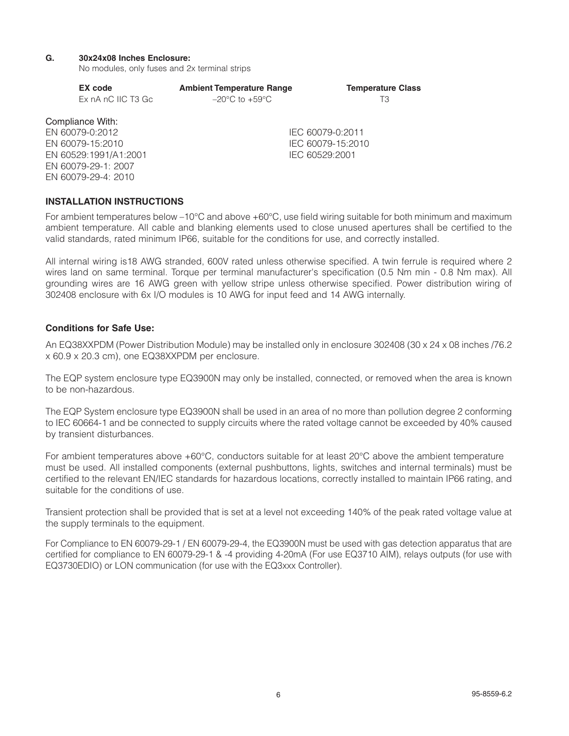**G. 30x24x08 Inches Enclosure:**

No modules, only fuses and 2x terminal strips

| EX code | Ambient Temperature Range | Temperature Class |
|---|---|---|
| Ex nA nC IIC T3 Gc | –20°C to +59°C | T3 |

Compliance With:

| | |
|---|---|
| EN 60079-0:2012 | IEC 60079-0:2011 |
| EN 60079-15:2010 | IEC 60079-15:2010 |
| EN 60529:1991/A1:2001 | IEC 60529:2001 |
| EN 60079-29-1: 2007 | |
| EN 60079-29-4: 2010 | |

## INSTALLATION INSTRUCTIONS

For ambient temperatures below –10°C and above +60°C, use field wiring suitable for both minimum and maximum ambient temperature. All cable and blanking elements used to close unused apertures shall be certified to the valid standards, rated minimum IP66, suitable for the conditions for use, and correctly installed.

All internal wiring is18 AWG stranded, 600V rated unless otherwise specified. A twin ferrule is required where 2 wires land on same terminal. Torque per terminal manufacturer's specification (0.5 Nm min - 0.8 Nm max). All grounding wires are 16 AWG green with yellow stripe unless otherwise specified. Power distribution wiring of 302408 enclosure with 6x I/O modules is 10 AWG for input feed and 14 AWG internally.

### Conditions for Safe Use:

An EQ38XXPDM (Power Distribution Module) may be installed only in enclosure 302408 (30 x 24 x 08 inches /76.2 x 60.9 x 20.3 cm), one EQ38XXPDM per enclosure.

The EQP system enclosure type EQ3900N may only be installed, connected, or removed when the area is known to be non-hazardous.

The EQP System enclosure type EQ3900N shall be used in an area of no more than pollution degree 2 conforming to IEC 60664-1 and be connected to supply circuits where the rated voltage cannot be exceeded by 40% caused by transient disturbances.

For ambient temperatures above +60°C, conductors suitable for at least 20°C above the ambient temperature must be used. All installed components (external pushbuttons, lights, switches and internal terminals) must be certified to the relevant EN/IEC standards for hazardous locations, correctly installed to maintain IP66 rating, and suitable for the conditions of use.

Transient protection shall be provided that is set at a level not exceeding 140% of the peak rated voltage value at the supply terminals to the equipment.

For Compliance to EN 60079-29-1 / EN 60079-29-4, the EQ3900N must be used with gas detection apparatus that are certified for compliance to EN 60079-29-1 & -4 providing 4-20mA (For use EQ3710 AIM), relays outputs (for use with EQ3730EDIO) or LON communication (for use with the EQ3xxx Controller).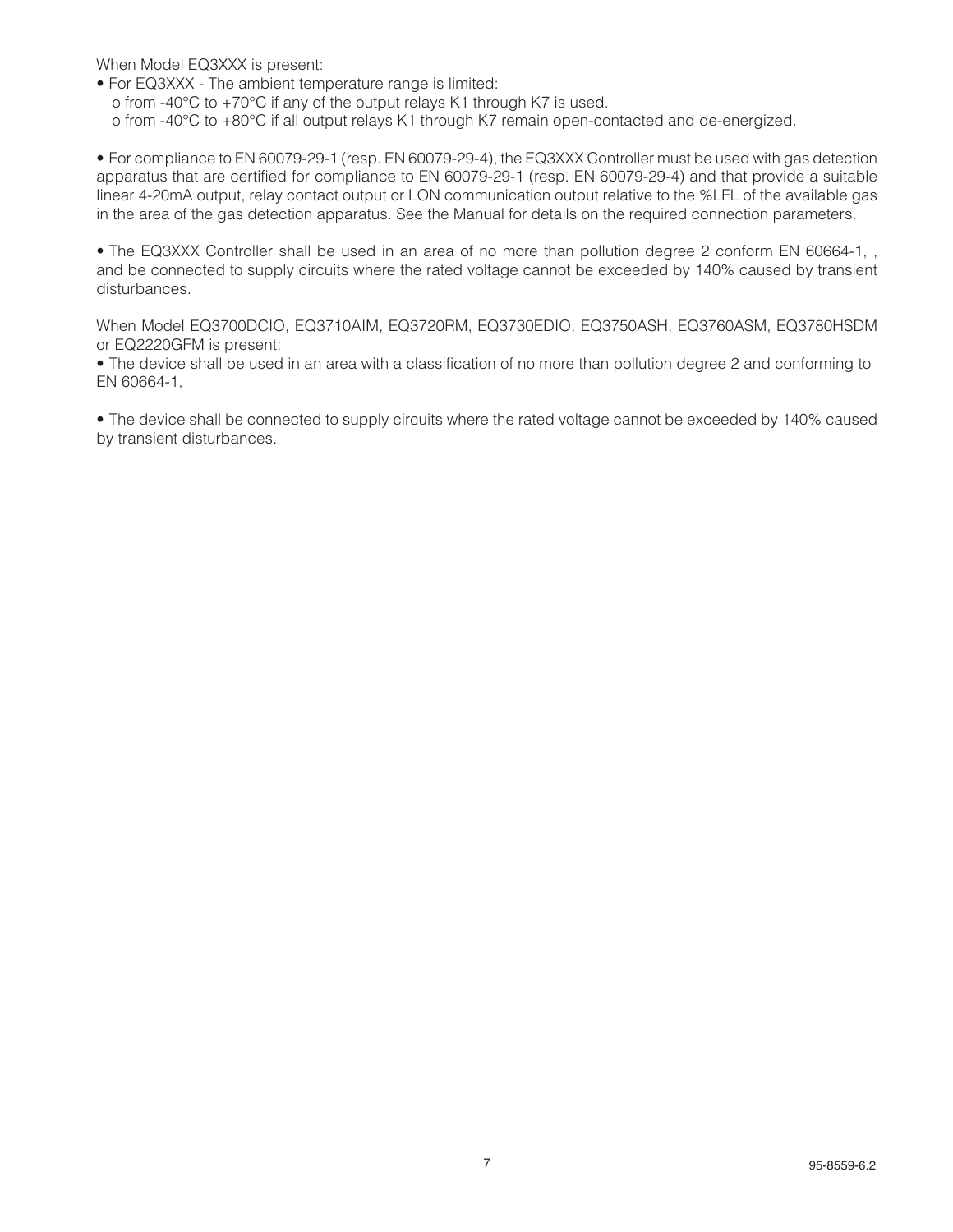When Model EQ3XXX is present:

- For EQ3XXX - The ambient temperature range is limited:
  - o from -40°C to +70°C if any of the output relays K1 through K7 is used.
  - o from -40°C to +80°C if all output relays K1 through K7 remain open-contacted and de-energized.

- For compliance to EN 60079-29-1 (resp. EN 60079-29-4), the EQ3XXX Controller must be used with gas detection apparatus that are certified for compliance to EN 60079-29-1 (resp. EN 60079-29-4) and that provide a suitable linear 4-20mA output, relay contact output or LON communication output relative to the %LFL of the available gas in the area of the gas detection apparatus. See the Manual for details on the required connection parameters.

- The EQ3XXX Controller shall be used in an area of no more than pollution degree 2 conform EN 60664-1, , and be connected to supply circuits where the rated voltage cannot be exceeded by 140% caused by transient disturbances.

When Model EQ3700DCIO, EQ3710AIM, EQ3720RM, EQ3730EDIO, EQ3750ASH, EQ3760ASM, EQ3780HSDM or EQ2220GFM is present:

- The device shall be used in an area with a classification of no more than pollution degree 2 and conforming to EN 60664-1,

- The device shall be connected to supply circuits where the rated voltage cannot be exceeded by 140% caused by transient disturbances.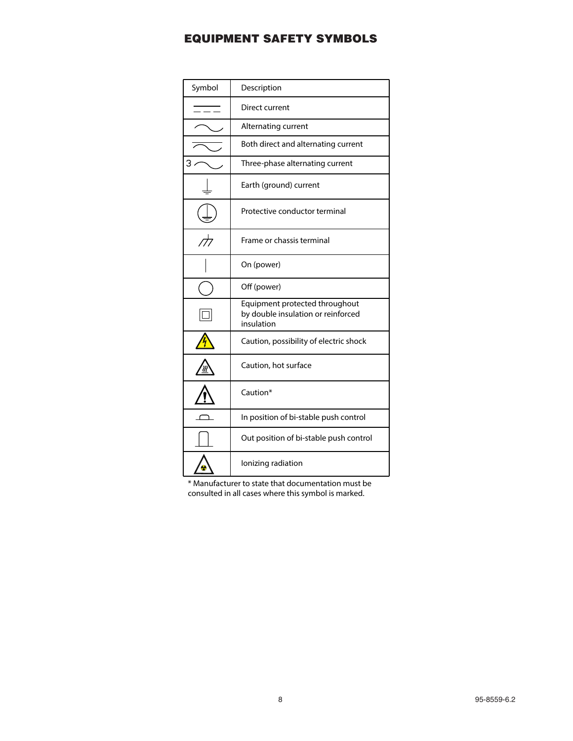# EQUIPMENT SAFETY SYMBOLS

| Symbol | Description |
|---|---|
| ⎓ | Direct current |
| ∿ | Alternating current |
| ⏦ | Both direct and alternating current |
| 3 ∿ | Three-phase alternating current |
| ⏚ | Earth (ground) current |
| ⏚ (circled) | Protective conductor terminal |
| ⊥ (hatched) | Frame or chassis terminal |
| \| | On (power) |
| ○ | Off (power) |
| ▣ | Equipment protected throughout by double insulation or reinforced insulation |
| ⚠ (lightning) | Caution, possibility of electric shock |
| ⚠ (heat) | Caution, hot surface |
| ⚠ | Caution* |
| ⏏ (in) | In position of bi-stable push control |
| ⏏ (out) | Out position of bi-stable push control |
| ⚠ (radiation) | Ionizing radiation |

* Manufacturer to state that documentation must be consulted in all cases where this symbol is marked.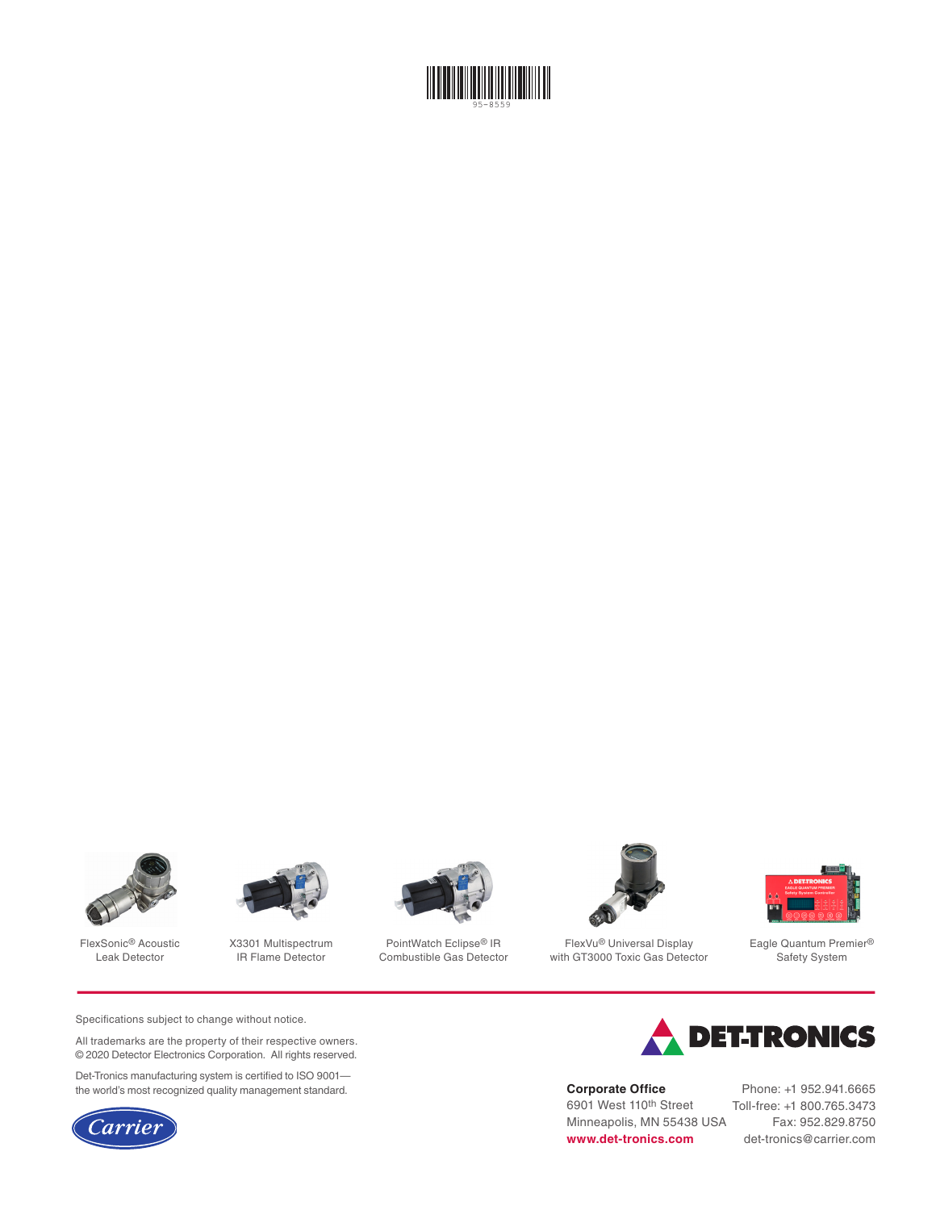95-8559

FlexSonic® Acoustic Leak Detector

X3301 Multispectrum IR Flame Detector

PointWatch Eclipse® IR Combustible Gas Detector

FlexVu® Universal Display with GT3000 Toxic Gas Detector

Eagle Quantum Premier® Safety System

Specifications subject to change without notice.

All trademarks are the property of their respective owners.
© 2020 Detector Electronics Corporation. All rights reserved.

Det-Tronics manufacturing system is certified to ISO 9001—the world's most recognized quality management standard.

DET-TRONICS

**Corporate Office**
6901 West 110th Street
Minneapolis, MN 55438 USA
**www.det-tronics.com**

Phone: +1 952.941.6665
Toll-free: +1 800.765.3473
Fax: 952.829.8750
det-tronics@carrier.com